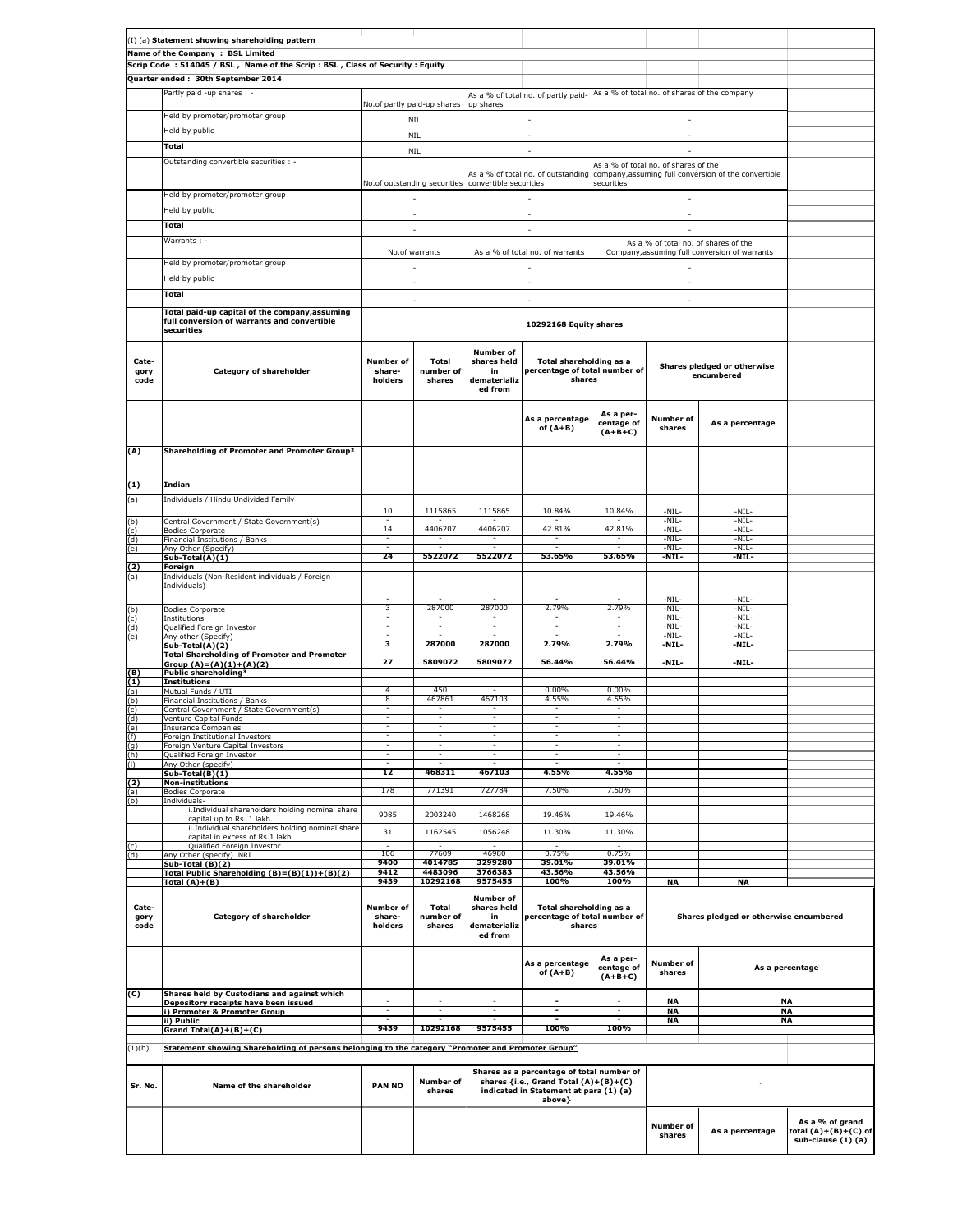(I) (a) **Statement showing shareholding pattern**

**Name of the Company : BSL Limited**

**Scrip Code : 514045 / BSL , Name of the Scrip : BSL , Class of Security : Equity**

**Quarter ended : 30th September'2014**

| | | | |
|---|---|---|---|
| Partly paid -up shares : - | No.of partly paid-up shares | As a % of total no. of partly paid-up shares | As a % of total no. of shares of the company |
| Held by promoter/promoter group | NIL | - | - |
| Held by public | NIL | - | - |
| **Total** | NIL | - | - |
| Outstanding convertible securities : - | No.of outstanding securities | As a % of total no. of outstanding convertible securities | As a % of total no. of shares of the company,assuming full conversion of the convertible securities |
| Held by promoter/promoter group | - | - | - |
| Held by public | - | - | - |
| **Total** | - | - | - |
| Warrants : - | No.of warrants | As a % of total no. of warrants | As a % of total no. of shares of the Company,assuming full conversion of warrants |
| Held by promoter/promoter group | - | - | - |
| Held by public | - | - | - |
| **Total** | - | - | - |
| **Total paid-up capital of the company,assuming full conversion of warrants and convertible securities** | **10292168 Equity shares** | | |

| Cate-gory code | Category of shareholder | Number of share-holders | Total number of shares | Number of shares held in dematerialized from | Total shareholding as a percentage of total number of shares | | Shares pledged or otherwise encumbered | |
|---|---|---|---|---|---|---|---|---|
| | | | | | As a percentage of (A+B) | As a per-centage of (A+B+C) | Number of shares | As a percentage |
| **(A)** | **Shareholding of Promoter and Promoter Group[2]** | | | | | | | |
| **(1)** | **Indian** | | | | | | | |
| (a) | Individuals / Hindu Undivided Family | 10 | 1115865 | 1115865 | 10.84% | 10.84% | -NIL- | -NIL- |
| (b) | Central Government / State Government(s) | - | - | - | - | - | -NIL- | -NIL- |
| (c) | Bodies Corporate | 14 | 4406207 | 4406207 | 42.81% | 42.81% | -NIL- | -NIL- |
| (d) | Financial Institutions / Banks | - | - | - | - | - | -NIL- | -NIL- |
| (e) | Any Other (Specify) | - | - | - | - | - | -NIL- | -NIL- |
| | **Sub-Total(A)(1)** | **24** | **5522072** | **5522072** | **53.65%** | **53.65%** | **-NIL-** | **-NIL-** |
| **(2)** | **Foreign** | | | | | | | |
| (a) | Individuals (Non-Resident individuals / Foreign Individuals) | - | - | - | - | - | -NIL- | -NIL- |
| (b) | Bodies Corporate | 3 | 287000 | 287000 | 2.79% | 2.79% | -NIL- | -NIL- |
| (c) | Institutions | - | - | - | - | - | -NIL- | -NIL- |
| (d) | Qualified Foreign Investor | - | - | - | - | - | -NIL- | -NIL- |
| (e) | Any other (Specify) | - | - | - | - | - | -NIL- | -NIL- |
| | **Sub-Total(A)(2)** | **3** | **287000** | **287000** | **2.79%** | **2.79%** | **-NIL-** | **-NIL-** |
| | **Total Shareholding of Promoter and Promoter Group (A)=(A)(1)+(A)(2)** | **27** | **5809072** | **5809072** | **56.44%** | **56.44%** | **-NIL-** | **-NIL-** |
| **(B)** | **Public shareholding[3]** | | | | | | | |
| **(1)** | **Institutions** | | | | | | | |
| (a) | Mutual Funds / UTI | 4 | 450 | - | 0.00% | 0.00% | | |
| (b) | Financial Institutions / Banks | 8 | 467861 | 467103 | 4.55% | 4.55% | | |
| (c) | Central Government / State Government(s) | - | - | - | - | - | | |
| (d) | Venture Capital Funds | - | - | - | - | - | | |
| (e) | Insurance Companies | - | - | - | - | - | | |
| (f) | Foreign Institutional Investors | - | - | - | - | - | | |
| (g) | Foreign Venture Capital Investors | - | - | - | - | - | | |
| (h) | Qualified Foreign Investor | - | - | - | - | - | | |
| (i) | Any Other (specify) | - | - | - | - | - | | |
| | **Sub-Total(B)(1)** | **12** | **468311** | **467103** | **4.55%** | **4.55%** | | |
| **(2)** | **Non-institutions** | | | | | | | |
| (a) | Bodies Corporate | 178 | 771391 | 727784 | 7.50% | 7.50% | | |
| (b) | Individuals- | | | | | | | |
| | i.Individual shareholders holding nominal share capital up to Rs. 1 lakh. | 9085 | 2003240 | 1468268 | 19.46% | 19.46% | | |
| | ii.Individual shareholders holding nominal share capital in excess of Rs.1 lakh | 31 | 1162545 | 1056248 | 11.30% | 11.30% | | |
| (c) | Qualified Foreign Investor | - | - | - | - | - | | |
| (d) | Any Other (specify) NRI | 106 | 77609 | 46980 | 0.75% | 0.75% | | |
| | **Sub-Total (B)(2)** | **9400** | **4014785** | **3299280** | **39.01%** | **39.01%** | | |
| | **Total Public Shareholding (B)=(B)(1))+(B)(2)** | **9412** | **4483096** | **3766383** | **43.56%** | **43.56%** | | |
| | **Total (A)+(B)** | **9439** | **10292168** | **9575455** | **100%** | **100%** | **NA** | **NA** |

| Cate-gory code | Category of shareholder | Number of share-holders | Total number of shares | Number of shares held in dematerialized from | Total shareholding as a percentage of total number of shares | | Shares pledged or otherwise encumbered | |
|---|---|---|---|---|---|---|---|---|
| | | | | | As a percentage of (A+B) | As a per-centage of (A+B+C) | Number of shares | As a percentage |
| **(C)** | **Shares held by Custodians and against which Depository receipts have been issued** | - | - | - | - | - | **NA** | **NA** |
| | **i) Promoter & Promoter Group** | - | - | - | - | - | **NA** | **NA** |
| | **ii) Public** | - | - | - | - | - | **NA** | **NA** |
| | **Grand Total(A)+(B)+(C)** | **9439** | **10292168** | **9575455** | **100%** | **100%** | | |

(1)(b) **Statement showing Shareholding of persons belonging to the category "Promoter and Promoter Group"**

| Sr. No. | Name of the shareholder | PAN NO | Number of shares | Shares as a percentage of total number of shares {i.e., Grand Total (A)+(B)+(C) indicated in Statement at para (1) (a) above} | ` | | |
|---|---|---|---|---|---|---|---|
| | | | | | Number of shares | As a percentage | As a % of grand total (A)+(B)+(C) of sub-clause (1) (a) |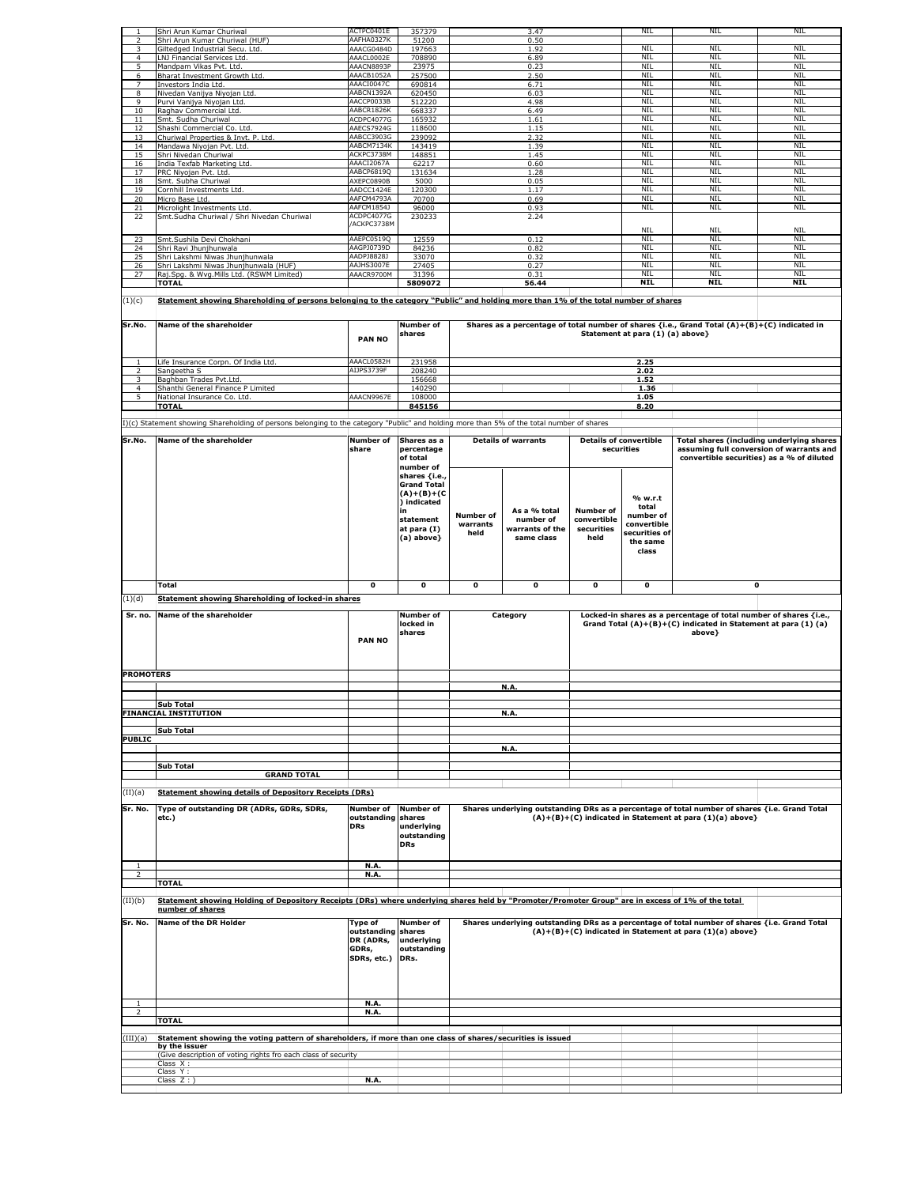| | | | | | | | |
|---|---|---|---|---|---|---|---|
| 1 | Shri Arun Kumar Churiwal | ACTPC0401E | 357379 | 3.47 | NIL | NIL | NIL |
| 2 | Shri Arun Kumar Churiwal (HUF) | AAFHA0327K | 51200 | 0.50 | | | |
| 3 | Giltedged Industrial Secu. Ltd. | AAACG0484D | 197663 | 1.92 | NIL | NIL | NIL |
| 4 | LNJ Financial Services Ltd. | AAACL0002E | 708890 | 6.89 | NIL | NIL | NIL |
| 5 | Mandpam Vikas Pvt. Ltd. | AAACN8893P | 23975 | 0.23 | NIL | NIL | NIL |
| 6 | Bharat Investment Growth Ltd. | AAACB1052A | 257500 | 2.50 | NIL | NIL | NIL |
| 7 | Investors India Ltd. | AAACI0047C | 690814 | 6.71 | NIL | NIL | NIL |
| 8 | Nivedan Vanijya Niyojan Ltd. | AABCN1392A | 620450 | 6.03 | NIL | NIL | NIL |
| 9 | Purvi Vanijya Niyojan Ltd. | AACCP0033B | 512220 | 4.98 | NIL | NIL | NIL |
| 10 | Raghav Commercial Ltd. | AABCR1826K | 668337 | 6.49 | NIL | NIL | NIL |
| 11 | Smt. Sudha Churiwal | ACDPC4077G | 165932 | 1.61 | NIL | NIL | NIL |
| 12 | Shashi Commercial Co. Ltd. | AAECS7924G | 118600 | 1.15 | NIL | NIL | NIL |
| 13 | Churiwal Properties & Invt. P. Ltd. | AABCC3903G | 239092 | 2.32 | NIL | NIL | NIL |
| 14 | Mandawa Niyojan Pvt. Ltd. | AABCM7134K | 143419 | 1.39 | NIL | NIL | NIL |
| 15 | Shri Nivedan Churiwal | ACKPC3738M | 148851 | 1.45 | NIL | NIL | NIL |
| 16 | India Texfab Marketing Ltd. | AAACI2067A | 62217 | 0.60 | NIL | NIL | NIL |
| 17 | PRC Niyojan Pvt. Ltd. | AABCP6819Q | 131634 | 1.28 | NIL | NIL | NIL |
| 18 | Smt. Subha Churiwal | AXEPC0890B | 5000 | 0.05 | NIL | NIL | NIL |
| 19 | Cornhill Investments Ltd. | AADCC1424E | 120300 | 1.17 | NIL | NIL | NIL |
| 20 | Micro Base Ltd. | AAFCM4793A | 70700 | 0.69 | NIL | NIL | NIL |
| 21 | Microlight Investments Ltd. | AAFCM1854J | 96000 | 0.93 | NIL | NIL | NIL |
| 22 | Smt.Sudha Churiwal / Shri Nivedan Churiwal | ACDPC4077G /ACKPC3738M | 230233 | 2.24 | NIL | NIL | NIL |
| 23 | Smt.Sushila Devi Chokhani | AAEPC0519Q | 12559 | 0.12 | NIL | NIL | NIL |
| 24 | Shri Ravi Jhunjhunwala | AAGPJ0739D | 84236 | 0.82 | NIL | NIL | NIL |
| 25 | Shri Lakshmi Niwas Jhunjhunwala | AADPJ8828J | 33070 | 0.32 | NIL | NIL | NIL |
| 26 | Shri Lakshmi Niwas Jhunjhunwala (HUF) | AAJHS3007E | 27405 | 0.27 | NIL | NIL | NIL |
| 27 | Raj.Spg. & Wvg.Mills Ltd. (RSWM Limited) | AAACR9700M | 31396 | 0.31 | NIL | NIL | NIL |
| | **TOTAL** | | **5809072** | **56.44** | **NIL** | **NIL** | **NIL** |

(1)(c) **Statement showing Shareholding of persons belonging to the category "Public" and holding more than 1% of the total number of shares**

| Sr.No. | Name of the shareholder | PAN NO | Number of shares | Shares as a percentage of total number of shares {i.e., Grand Total (A)+(B)+(C) indicated in Statement at para (1) (a) above} |
|---|---|---|---|---|
| 1 | Life Insurance Corpn. Of India Ltd. | AAACL0582H | 231958 | 2.25 |
| 2 | Sangeetha S | AIJPS3739F | 208240 | 2.02 |
| 3 | Baghban Trades Pvt.Ltd. | | 156668 | 1.52 |
| 4 | Shanthi General Finance P Limited | | 140290 | 1.36 |
| 5 | National Insurance Co. Ltd. | AAACN9967E | 108000 | 1.05 |
| | **TOTAL** | | **845156** | **8.20** |

I)(c) Statement showing Shareholding of persons belonging to the category "Public" and holding more than 5% of the total number of shares

| Sr.No. | Name of the shareholder | Number of share | Shares as a percentage of total number of shares {i.e., Grand Total (A)+(B)+(C) indicated in statement at para (I) (a) above} | Details of warrants | | Details of convertible securities | | Total shares (including underlying shares assuming full conversion of warrants and convertible securities) as a % of diluted |
|---|---|---|---|---|---|---|---|---|
| | | | | Number of warrants held | As a % total number of warrants of the same class | Number of convertible securities held | % w.r.t total number of convertible securities of the same class | |
| | **Total** | **0** | **0** | **0** | **0** | **0** | **0** | **0** |

(1)(d) **Statement showing Shareholding of locked-in shares**

| Sr. no. | Name of the shareholder | PAN NO | Number of locked in shares | Category | Locked-in shares as a percentage of total number of shares {i.e., Grand Total (A)+(B)+(C) indicated in Statement at para (1) (a) above} |
|---|---|---|---|---|---|
| **PROMOTERS** | | | | | |
| | | | | **N.A.** | |
| | **Sub Total** | | | | |
| **FINANCIAL INSTITUTION** | | | | **N.A.** | |
| | **Sub Total** | | | | |
| **PUBLIC** | | | | | |
| | | | | **N.A.** | |
| | **Sub Total** | | | | |
| | **GRAND TOTAL** | | | | |

(II)(a) **Statement showing details of Depository Receipts (DRs)**

| Sr. No. | Type of outstanding DR (ADRs, GDRs, SDRs, etc.) | Number of outstanding DRs | Number of shares underlying outstanding DRs | Shares underlying outstanding DRs as a percentage of total number of shares {i.e. Grand Total (A)+(B)+(C) indicated in Statement at para (1)(a) above} |
|---|---|---|---|---|
| 1 | | N.A. | | |
| 2 | | N.A. | | |
| | **TOTAL** | | | |

(II)(b) **Statement showing Holding of Depository Receipts (DRs) where underlying shares held by "Promoter/Promoter Group" are in excess of 1% of the total number of shares**

| Sr. No. | Name of the DR Holder | Type of outstanding DR (ADRs, GDRs, SDRs, etc.) | Number of shares underlying outstanding DRs. | Shares underlying outstanding DRs as a percentage of total number of shares {i.e. Grand Total (A)+(B)+(C) indicated in Statement at para (1)(a) above} |
|---|---|---|---|---|
| 1 | | N.A. | | |
| 2 | | N.A. | | |
| | **TOTAL** | | | |

(III)(a) **Statement showing the voting pattern of shareholders, if more than one class of shares/securities is issued by the issuer**

(Give description of voting rights fro each class of security

Class X :

Class Y :

Class Z : ) N.A.